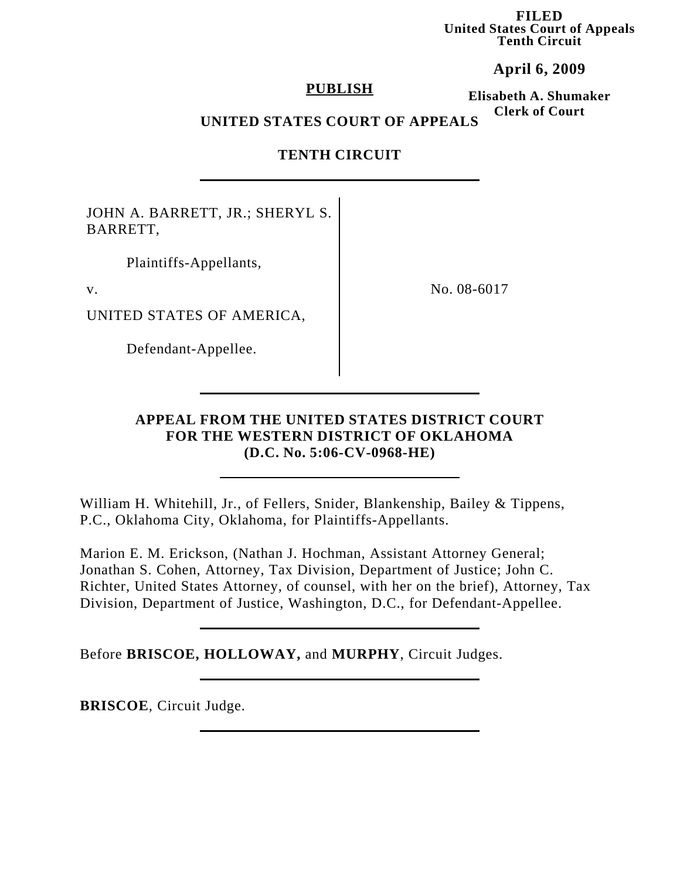**FILED**
**United States Court of Appeals**
**Tenth Circuit**

**April 6, 2009**

**Elisabeth A. Shumaker**
**Clerk of Court**

**PUBLISH**

**UNITED STATES COURT OF APPEALS**

**TENTH CIRCUIT**

---

| | |
|---|---|
| JOHN A. BARRETT, JR.; SHERYL S. BARRETT,<br><br>Plaintiffs-Appellants,<br><br>v.<br><br>UNITED STATES OF AMERICA,<br><br>Defendant-Appellee. | No. 08-6017 |

---

**APPEAL FROM THE UNITED STATES DISTRICT COURT FOR THE WESTERN DISTRICT OF OKLAHOMA (D.C. No. 5:06-CV-0968-HE)**

---

William H. Whitehill, Jr., of Fellers, Snider, Blankenship, Bailey & Tippens, P.C., Oklahoma City, Oklahoma, for Plaintiffs-Appellants.

Marion E. M. Erickson, (Nathan J. Hochman, Assistant Attorney General; Jonathan S. Cohen, Attorney, Tax Division, Department of Justice; John C. Richter, United States Attorney, of counsel, with her on the brief), Attorney, Tax Division, Department of Justice, Washington, D.C., for Defendant-Appellee.

---

Before **BRISCOE, HOLLOWAY,** and **MURPHY**, Circuit Judges.

---

**BRISCOE**, Circuit Judge.

---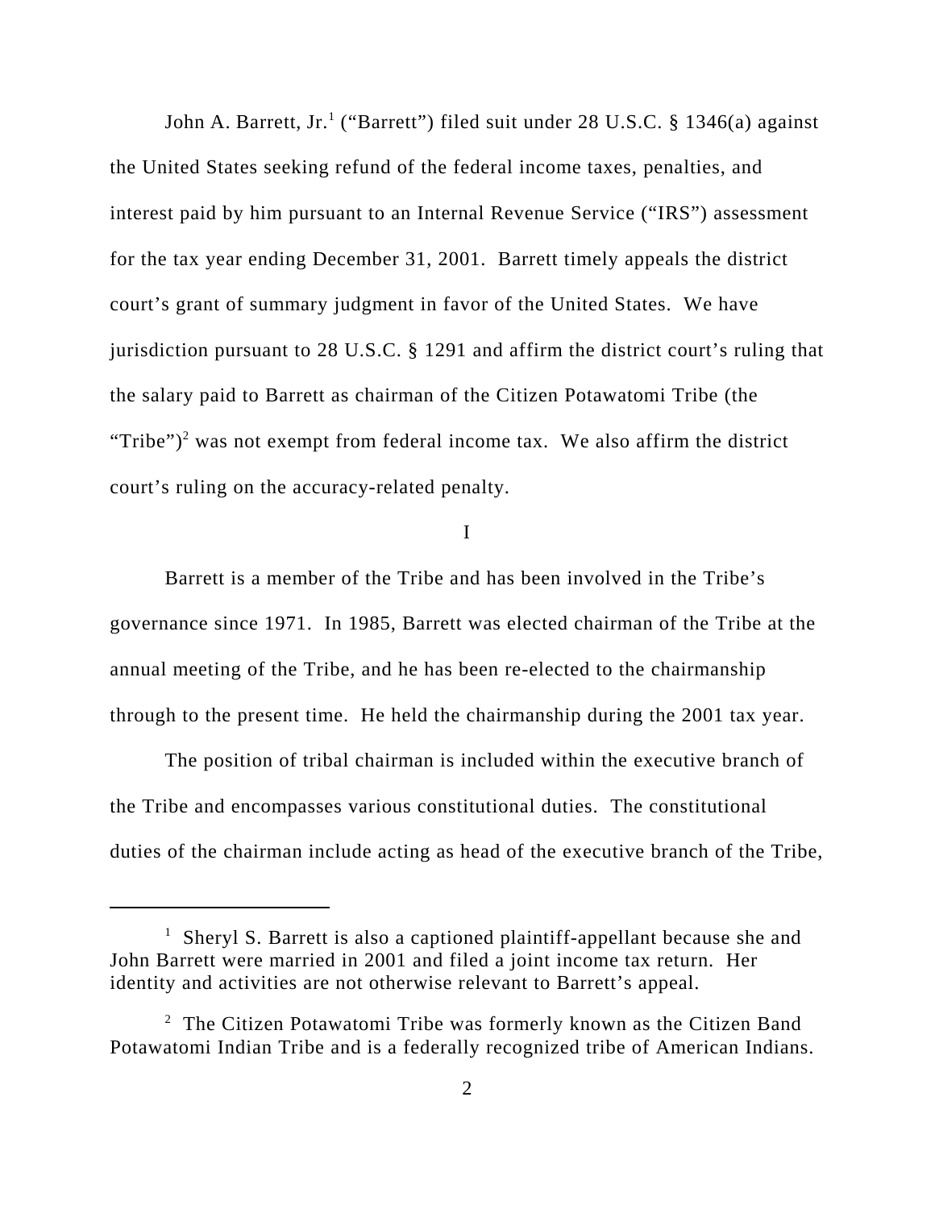John A. Barrett, Jr.[1] ("Barrett") filed suit under 28 U.S.C. § 1346(a) against the United States seeking refund of the federal income taxes, penalties, and interest paid by him pursuant to an Internal Revenue Service ("IRS") assessment for the tax year ending December 31, 2001. Barrett timely appeals the district court's grant of summary judgment in favor of the United States. We have jurisdiction pursuant to 28 U.S.C. § 1291 and affirm the district court's ruling that the salary paid to Barrett as chairman of the Citizen Potawatomi Tribe (the "Tribe")[2] was not exempt from federal income tax. We also affirm the district court's ruling on the accuracy-related penalty.

I

Barrett is a member of the Tribe and has been involved in the Tribe's governance since 1971. In 1985, Barrett was elected chairman of the Tribe at the annual meeting of the Tribe, and he has been re-elected to the chairmanship through to the present time. He held the chairmanship during the 2001 tax year.

The position of tribal chairman is included within the executive branch of the Tribe and encompasses various constitutional duties. The constitutional duties of the chairman include acting as head of the executive branch of the Tribe,

[1] Sheryl S. Barrett is also a captioned plaintiff-appellant because she and John Barrett were married in 2001 and filed a joint income tax return. Her identity and activities are not otherwise relevant to Barrett's appeal.

[2] The Citizen Potawatomi Tribe was formerly known as the Citizen Band Potawatomi Indian Tribe and is a federally recognized tribe of American Indians.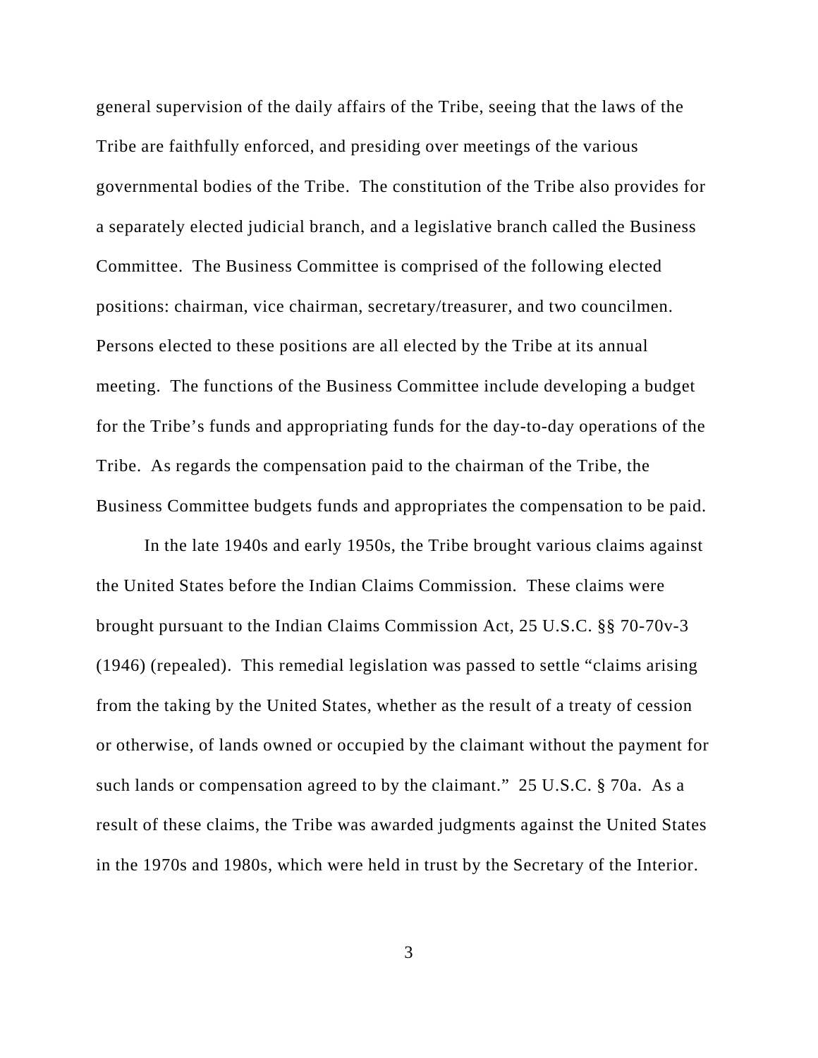general supervision of the daily affairs of the Tribe, seeing that the laws of the Tribe are faithfully enforced, and presiding over meetings of the various governmental bodies of the Tribe. The constitution of the Tribe also provides for a separately elected judicial branch, and a legislative branch called the Business Committee. The Business Committee is comprised of the following elected positions: chairman, vice chairman, secretary/treasurer, and two councilmen. Persons elected to these positions are all elected by the Tribe at its annual meeting. The functions of the Business Committee include developing a budget for the Tribe's funds and appropriating funds for the day-to-day operations of the Tribe. As regards the compensation paid to the chairman of the Tribe, the Business Committee budgets funds and appropriates the compensation to be paid.

In the late 1940s and early 1950s, the Tribe brought various claims against the United States before the Indian Claims Commission. These claims were brought pursuant to the Indian Claims Commission Act, 25 U.S.C. §§ 70-70v-3 (1946) (repealed). This remedial legislation was passed to settle "claims arising from the taking by the United States, whether as the result of a treaty of cession or otherwise, of lands owned or occupied by the claimant without the payment for such lands or compensation agreed to by the claimant." 25 U.S.C. § 70a. As a result of these claims, the Tribe was awarded judgments against the United States in the 1970s and 1980s, which were held in trust by the Secretary of the Interior.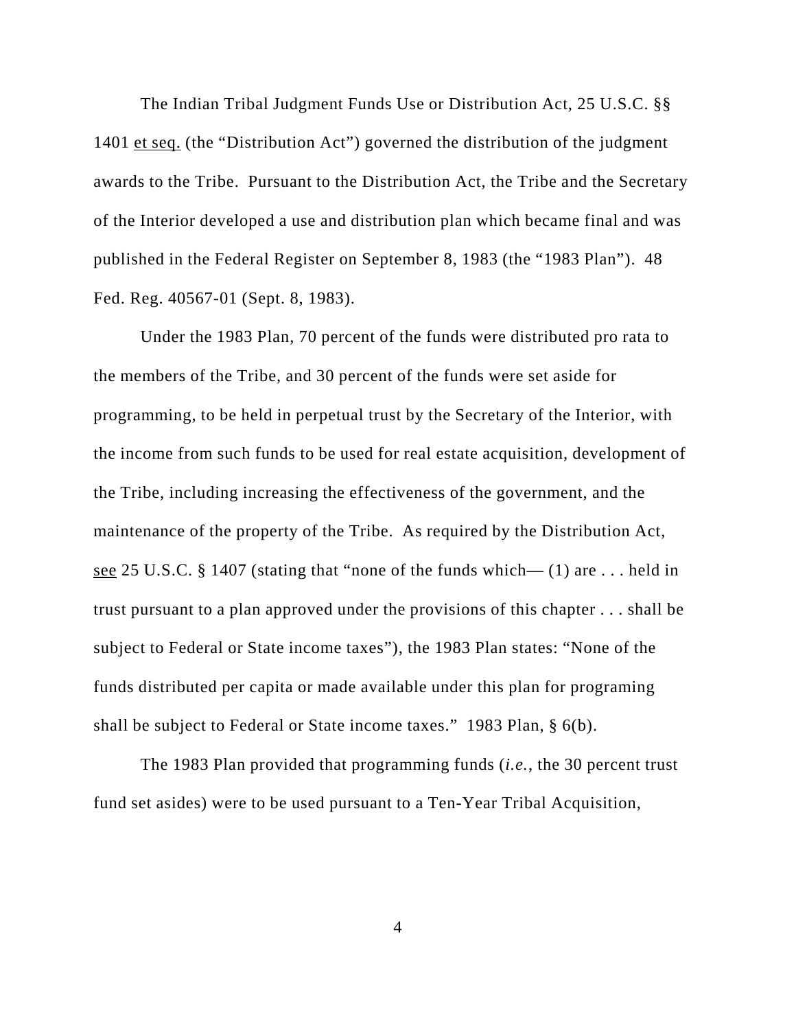The Indian Tribal Judgment Funds Use or Distribution Act, 25 U.S.C. §§ 1401 et seq. (the "Distribution Act") governed the distribution of the judgment awards to the Tribe. Pursuant to the Distribution Act, the Tribe and the Secretary of the Interior developed a use and distribution plan which became final and was published in the Federal Register on September 8, 1983 (the "1983 Plan"). 48 Fed. Reg. 40567-01 (Sept. 8, 1983).

Under the 1983 Plan, 70 percent of the funds were distributed pro rata to the members of the Tribe, and 30 percent of the funds were set aside for programming, to be held in perpetual trust by the Secretary of the Interior, with the income from such funds to be used for real estate acquisition, development of the Tribe, including increasing the effectiveness of the government, and the maintenance of the property of the Tribe. As required by the Distribution Act, see 25 U.S.C. § 1407 (stating that "none of the funds which— (1) are . . . held in trust pursuant to a plan approved under the provisions of this chapter . . . shall be subject to Federal or State income taxes"), the 1983 Plan states: "None of the funds distributed per capita or made available under this plan for programing shall be subject to Federal or State income taxes." 1983 Plan, § 6(b).

The 1983 Plan provided that programming funds (*i.e.*, the 30 percent trust fund set asides) were to be used pursuant to a Ten-Year Tribal Acquisition,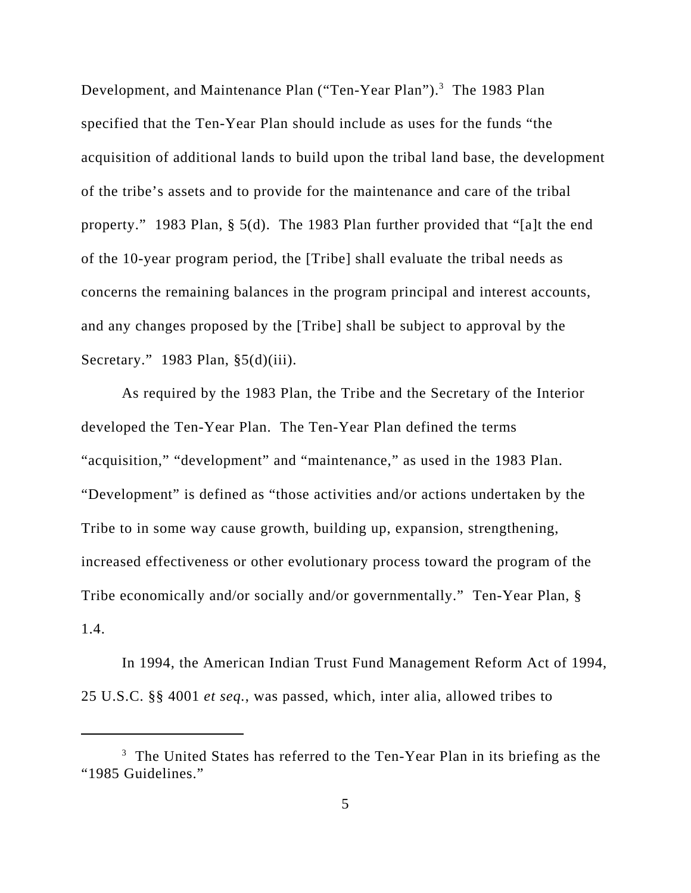Development, and Maintenance Plan ("Ten-Year Plan").[3] The 1983 Plan specified that the Ten-Year Plan should include as uses for the funds "the acquisition of additional lands to build upon the tribal land base, the development of the tribe's assets and to provide for the maintenance and care of the tribal property." 1983 Plan, § 5(d). The 1983 Plan further provided that "[a]t the end of the 10-year program period, the [Tribe] shall evaluate the tribal needs as concerns the remaining balances in the program principal and interest accounts, and any changes proposed by the [Tribe] shall be subject to approval by the Secretary." 1983 Plan, §5(d)(iii).

As required by the 1983 Plan, the Tribe and the Secretary of the Interior developed the Ten-Year Plan. The Ten-Year Plan defined the terms "acquisition," "development" and "maintenance," as used in the 1983 Plan. "Development" is defined as "those activities and/or actions undertaken by the Tribe to in some way cause growth, building up, expansion, strengthening, increased effectiveness or other evolutionary process toward the program of the Tribe economically and/or socially and/or governmentally." Ten-Year Plan, § 1.4.

In 1994, the American Indian Trust Fund Management Reform Act of 1994, 25 U.S.C. §§ 4001 *et seq.*, was passed, which, inter alia, allowed tribes to

---

[3] The United States has referred to the Ten-Year Plan in its briefing as the "1985 Guidelines."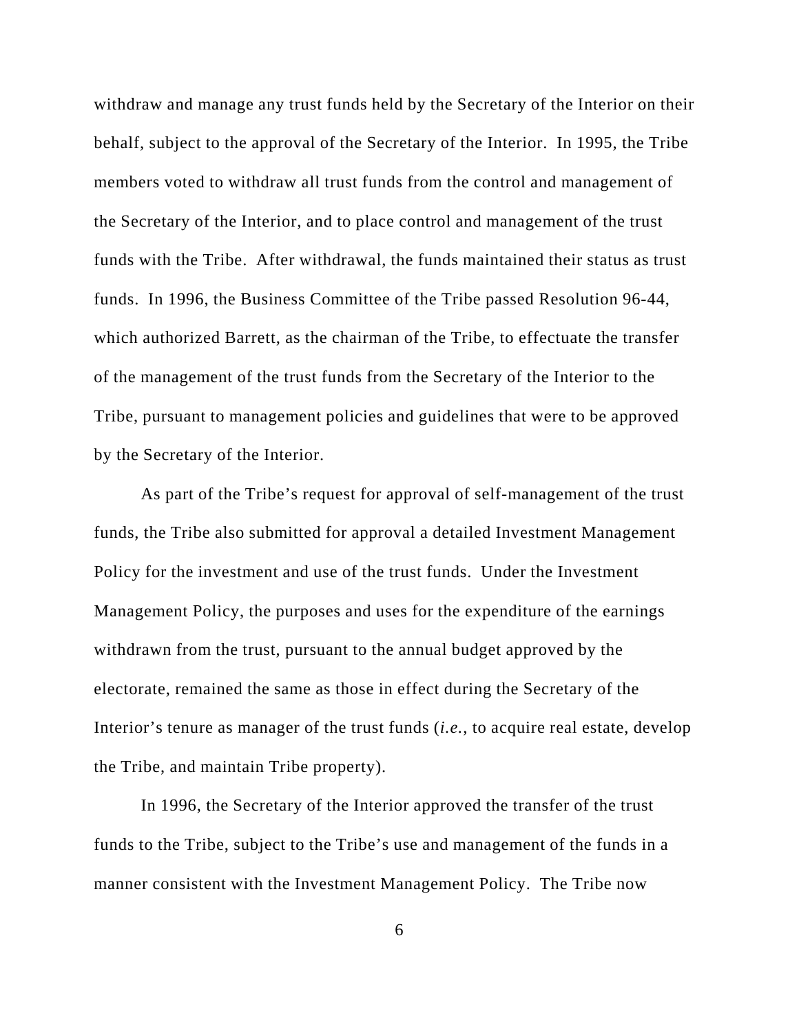withdraw and manage any trust funds held by the Secretary of the Interior on their behalf, subject to the approval of the Secretary of the Interior. In 1995, the Tribe members voted to withdraw all trust funds from the control and management of the Secretary of the Interior, and to place control and management of the trust funds with the Tribe. After withdrawal, the funds maintained their status as trust funds. In 1996, the Business Committee of the Tribe passed Resolution 96-44, which authorized Barrett, as the chairman of the Tribe, to effectuate the transfer of the management of the trust funds from the Secretary of the Interior to the Tribe, pursuant to management policies and guidelines that were to be approved by the Secretary of the Interior.

As part of the Tribe's request for approval of self-management of the trust funds, the Tribe also submitted for approval a detailed Investment Management Policy for the investment and use of the trust funds. Under the Investment Management Policy, the purposes and uses for the expenditure of the earnings withdrawn from the trust, pursuant to the annual budget approved by the electorate, remained the same as those in effect during the Secretary of the Interior's tenure as manager of the trust funds (*i.e.*, to acquire real estate, develop the Tribe, and maintain Tribe property).

In 1996, the Secretary of the Interior approved the transfer of the trust funds to the Tribe, subject to the Tribe's use and management of the funds in a manner consistent with the Investment Management Policy. The Tribe now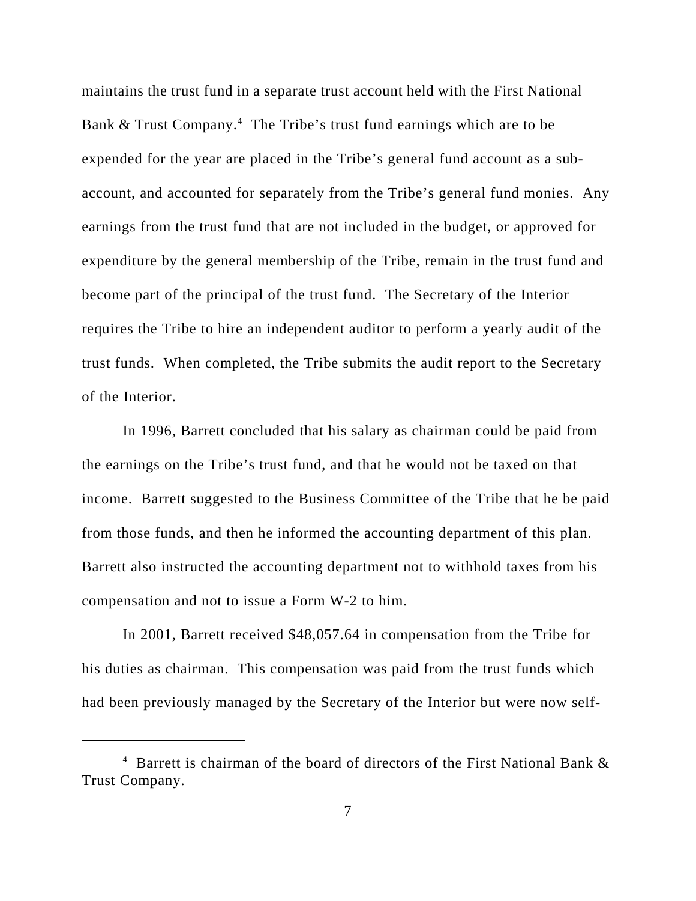maintains the trust fund in a separate trust account held with the First National Bank & Trust Company.[4] The Tribe's trust fund earnings which are to be expended for the year are placed in the Tribe's general fund account as a sub-account, and accounted for separately from the Tribe's general fund monies. Any earnings from the trust fund that are not included in the budget, or approved for expenditure by the general membership of the Tribe, remain in the trust fund and become part of the principal of the trust fund. The Secretary of the Interior requires the Tribe to hire an independent auditor to perform a yearly audit of the trust funds. When completed, the Tribe submits the audit report to the Secretary of the Interior.

In 1996, Barrett concluded that his salary as chairman could be paid from the earnings on the Tribe's trust fund, and that he would not be taxed on that income. Barrett suggested to the Business Committee of the Tribe that he be paid from those funds, and then he informed the accounting department of this plan. Barrett also instructed the accounting department not to withhold taxes from his compensation and not to issue a Form W-2 to him.

In 2001, Barrett received $48,057.64 in compensation from the Tribe for his duties as chairman. This compensation was paid from the trust funds which had been previously managed by the Secretary of the Interior but were now self-

[4] Barrett is chairman of the board of directors of the First National Bank & Trust Company.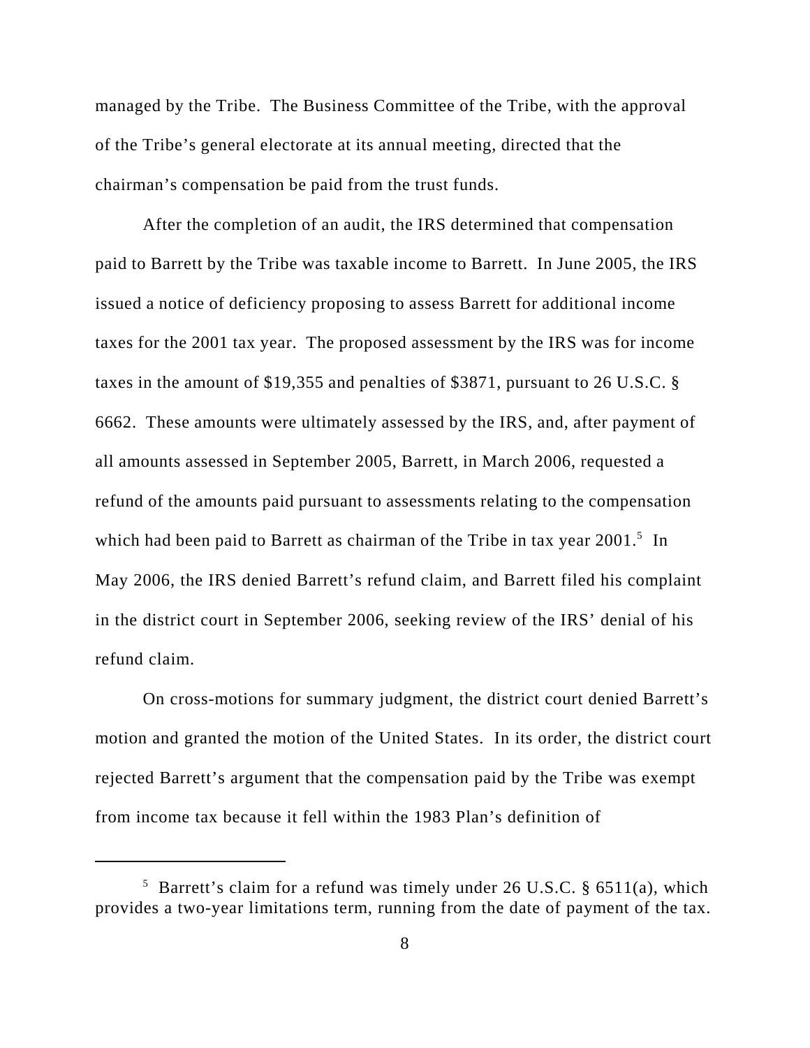managed by the Tribe. The Business Committee of the Tribe, with the approval of the Tribe's general electorate at its annual meeting, directed that the chairman's compensation be paid from the trust funds.

After the completion of an audit, the IRS determined that compensation paid to Barrett by the Tribe was taxable income to Barrett. In June 2005, the IRS issued a notice of deficiency proposing to assess Barrett for additional income taxes for the 2001 tax year. The proposed assessment by the IRS was for income taxes in the amount of $19,355 and penalties of $3871, pursuant to 26 U.S.C. § 6662. These amounts were ultimately assessed by the IRS, and, after payment of all amounts assessed in September 2005, Barrett, in March 2006, requested a refund of the amounts paid pursuant to assessments relating to the compensation which had been paid to Barrett as chairman of the Tribe in tax year 2001.[5] In May 2006, the IRS denied Barrett's refund claim, and Barrett filed his complaint in the district court in September 2006, seeking review of the IRS' denial of his refund claim.

On cross-motions for summary judgment, the district court denied Barrett's motion and granted the motion of the United States. In its order, the district court rejected Barrett's argument that the compensation paid by the Tribe was exempt from income tax because it fell within the 1983 Plan's definition of

---

[5] Barrett's claim for a refund was timely under 26 U.S.C. § 6511(a), which provides a two-year limitations term, running from the date of payment of the tax.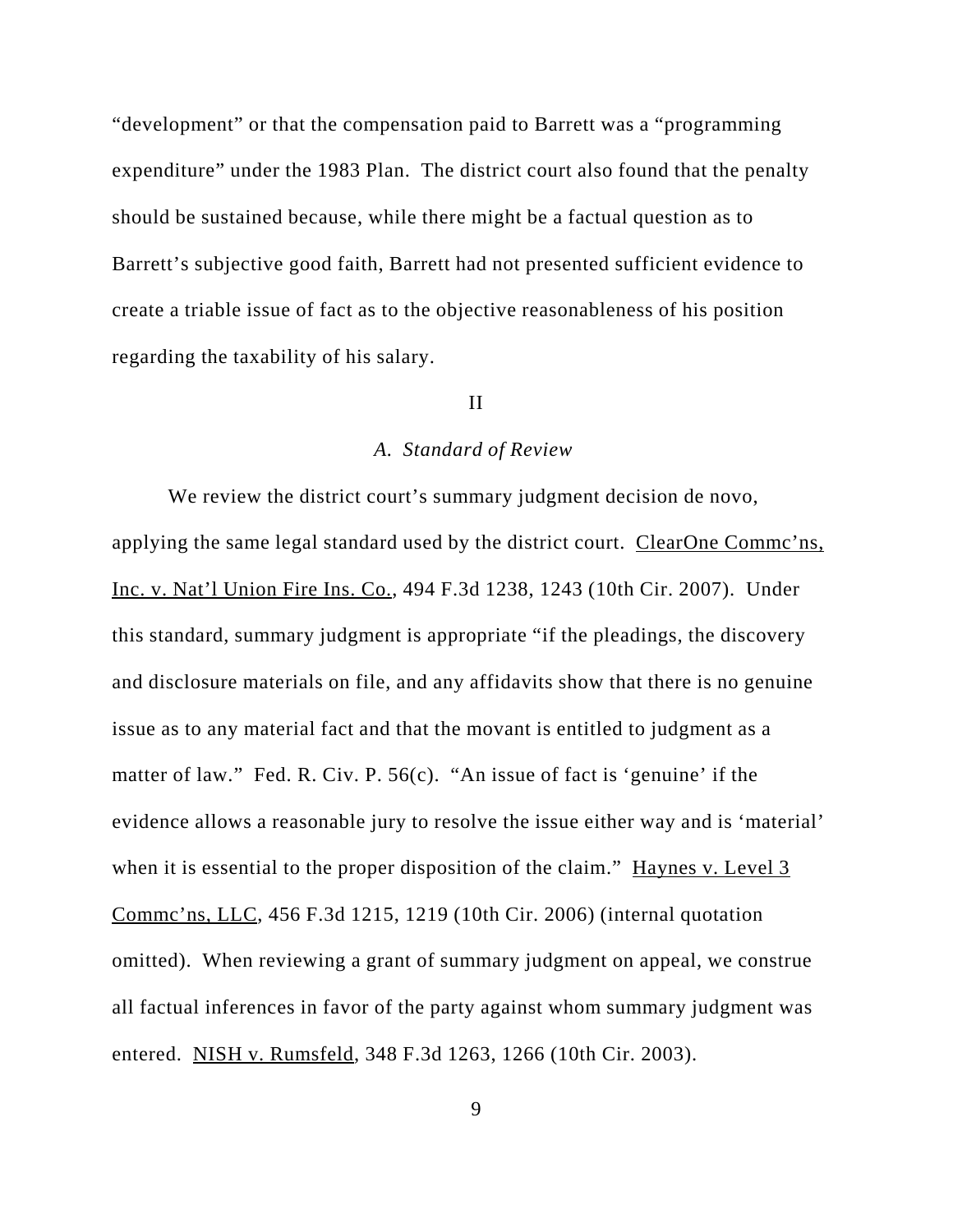"development" or that the compensation paid to Barrett was a "programming expenditure" under the 1983 Plan. The district court also found that the penalty should be sustained because, while there might be a factual question as to Barrett's subjective good faith, Barrett had not presented sufficient evidence to create a triable issue of fact as to the objective reasonableness of his position regarding the taxability of his salary.

## II

### *A. Standard of Review*

We review the district court's summary judgment decision de novo, applying the same legal standard used by the district court. ClearOne Commc'ns, Inc. v. Nat'l Union Fire Ins. Co., 494 F.3d 1238, 1243 (10th Cir. 2007). Under this standard, summary judgment is appropriate "if the pleadings, the discovery and disclosure materials on file, and any affidavits show that there is no genuine issue as to any material fact and that the movant is entitled to judgment as a matter of law." Fed. R. Civ. P. 56(c). "An issue of fact is 'genuine' if the evidence allows a reasonable jury to resolve the issue either way and is 'material' when it is essential to the proper disposition of the claim." Haynes v. Level 3 Commc'ns, LLC, 456 F.3d 1215, 1219 (10th Cir. 2006) (internal quotation omitted). When reviewing a grant of summary judgment on appeal, we construe all factual inferences in favor of the party against whom summary judgment was entered. NISH v. Rumsfeld, 348 F.3d 1263, 1266 (10th Cir. 2003).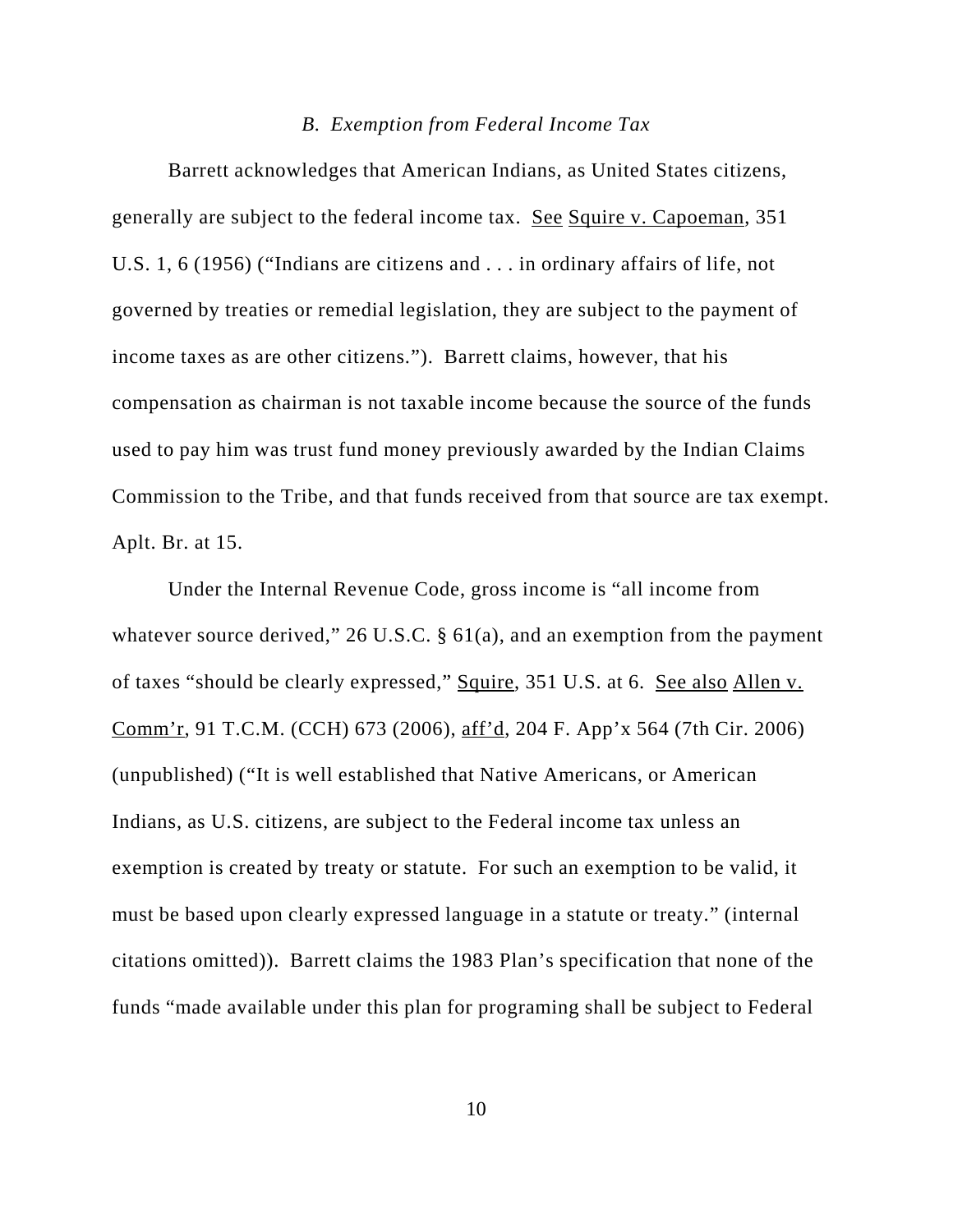### *B. Exemption from Federal Income Tax*

Barrett acknowledges that American Indians, as United States citizens, generally are subject to the federal income tax. See Squire v. Capoeman, 351 U.S. 1, 6 (1956) ("Indians are citizens and . . . in ordinary affairs of life, not governed by treaties or remedial legislation, they are subject to the payment of income taxes as are other citizens."). Barrett claims, however, that his compensation as chairman is not taxable income because the source of the funds used to pay him was trust fund money previously awarded by the Indian Claims Commission to the Tribe, and that funds received from that source are tax exempt. Aplt. Br. at 15.

Under the Internal Revenue Code, gross income is "all income from whatever source derived," 26 U.S.C. § 61(a), and an exemption from the payment of taxes "should be clearly expressed," Squire, 351 U.S. at 6. See also Allen v. Comm'r, 91 T.C.M. (CCH) 673 (2006), aff'd, 204 F. App'x 564 (7th Cir. 2006) (unpublished) ("It is well established that Native Americans, or American Indians, as U.S. citizens, are subject to the Federal income tax unless an exemption is created by treaty or statute. For such an exemption to be valid, it must be based upon clearly expressed language in a statute or treaty." (internal citations omitted)). Barrett claims the 1983 Plan's specification that none of the funds "made available under this plan for programing shall be subject to Federal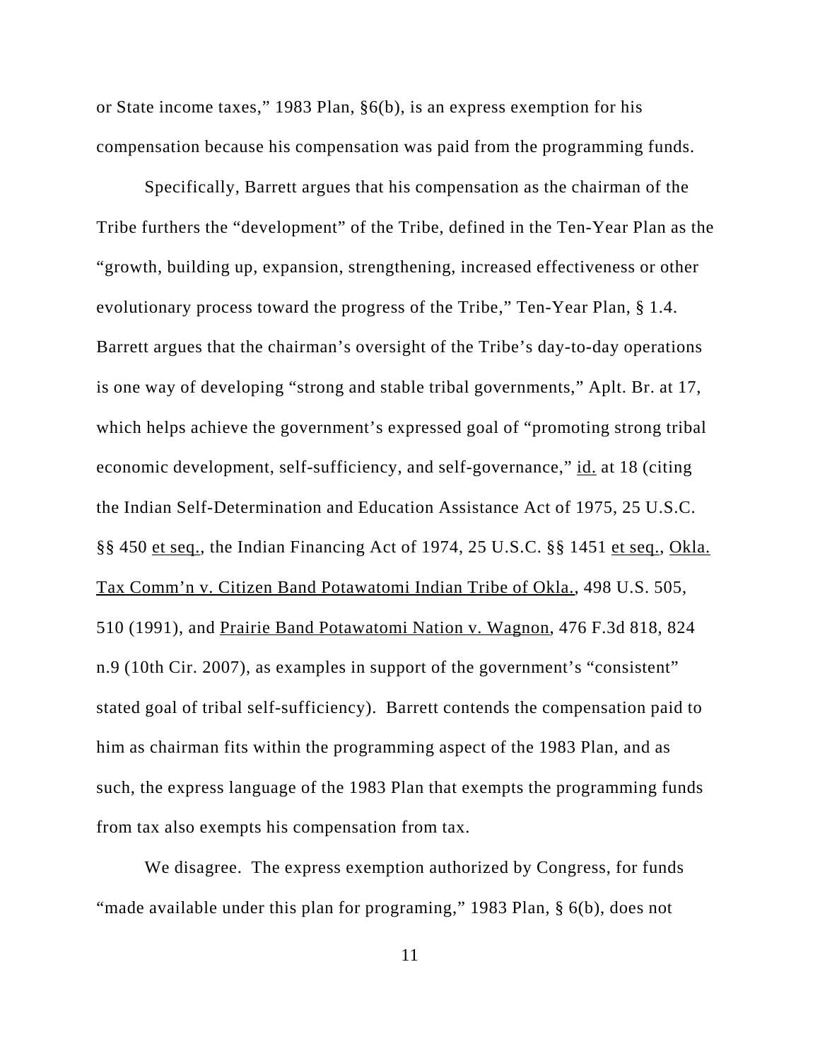or State income taxes," 1983 Plan, §6(b), is an express exemption for his compensation because his compensation was paid from the programming funds.

Specifically, Barrett argues that his compensation as the chairman of the Tribe furthers the "development" of the Tribe, defined in the Ten-Year Plan as the "growth, building up, expansion, strengthening, increased effectiveness or other evolutionary process toward the progress of the Tribe," Ten-Year Plan, § 1.4. Barrett argues that the chairman's oversight of the Tribe's day-to-day operations is one way of developing "strong and stable tribal governments," Aplt. Br. at 17, which helps achieve the government's expressed goal of "promoting strong tribal economic development, self-sufficiency, and self-governance," id. at 18 (citing the Indian Self-Determination and Education Assistance Act of 1975, 25 U.S.C. §§ 450 et seq., the Indian Financing Act of 1974, 25 U.S.C. §§ 1451 et seq., Okla. Tax Comm'n v. Citizen Band Potawatomi Indian Tribe of Okla., 498 U.S. 505, 510 (1991), and Prairie Band Potawatomi Nation v. Wagnon, 476 F.3d 818, 824 n.9 (10th Cir. 2007), as examples in support of the government's "consistent" stated goal of tribal self-sufficiency). Barrett contends the compensation paid to him as chairman fits within the programming aspect of the 1983 Plan, and as such, the express language of the 1983 Plan that exempts the programming funds from tax also exempts his compensation from tax.

We disagree. The express exemption authorized by Congress, for funds "made available under this plan for programing," 1983 Plan, § 6(b), does not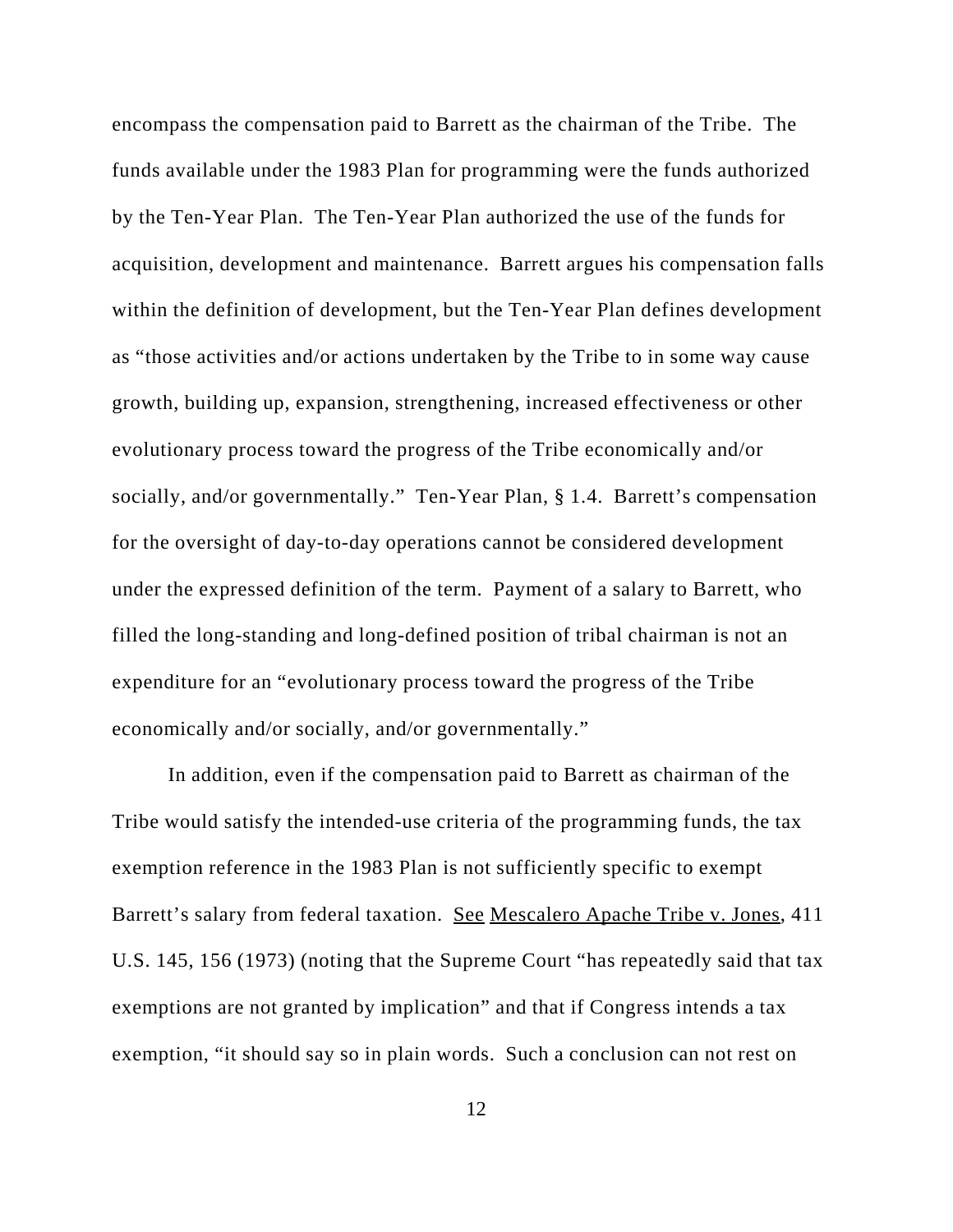encompass the compensation paid to Barrett as the chairman of the Tribe. The funds available under the 1983 Plan for programming were the funds authorized by the Ten-Year Plan. The Ten-Year Plan authorized the use of the funds for acquisition, development and maintenance. Barrett argues his compensation falls within the definition of development, but the Ten-Year Plan defines development as "those activities and/or actions undertaken by the Tribe to in some way cause growth, building up, expansion, strengthening, increased effectiveness or other evolutionary process toward the progress of the Tribe economically and/or socially, and/or governmentally." Ten-Year Plan, § 1.4. Barrett's compensation for the oversight of day-to-day operations cannot be considered development under the expressed definition of the term. Payment of a salary to Barrett, who filled the long-standing and long-defined position of tribal chairman is not an expenditure for an "evolutionary process toward the progress of the Tribe economically and/or socially, and/or governmentally."

In addition, even if the compensation paid to Barrett as chairman of the Tribe would satisfy the intended-use criteria of the programming funds, the tax exemption reference in the 1983 Plan is not sufficiently specific to exempt Barrett's salary from federal taxation. See Mescalero Apache Tribe v. Jones, 411 U.S. 145, 156 (1973) (noting that the Supreme Court "has repeatedly said that tax exemptions are not granted by implication" and that if Congress intends a tax exemption, "it should say so in plain words. Such a conclusion can not rest on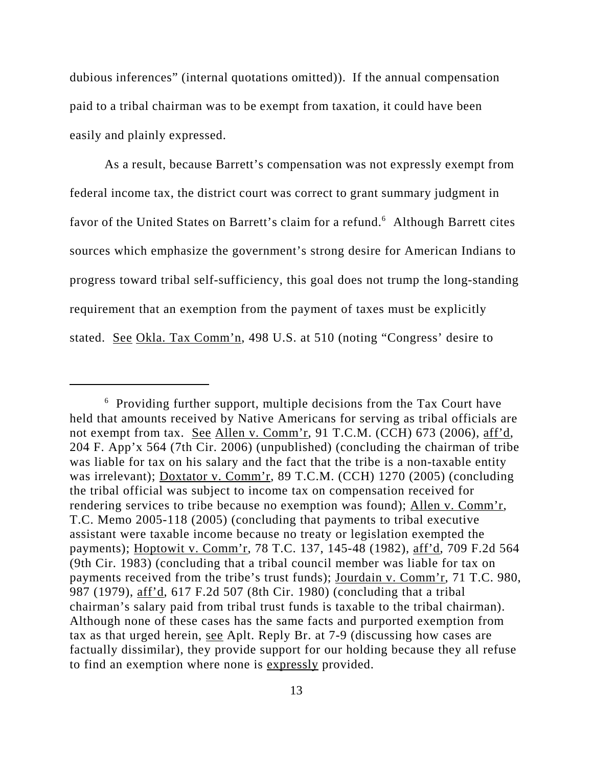dubious inferences" (internal quotations omitted)). If the annual compensation paid to a tribal chairman was to be exempt from taxation, it could have been easily and plainly expressed.

As a result, because Barrett's compensation was not expressly exempt from federal income tax, the district court was correct to grant summary judgment in favor of the United States on Barrett's claim for a refund.[6] Although Barrett cites sources which emphasize the government's strong desire for American Indians to progress toward tribal self-sufficiency, this goal does not trump the long-standing requirement that an exemption from the payment of taxes must be explicitly stated. See Okla. Tax Comm'n, 498 U.S. at 510 (noting "Congress' desire to

---

[6] Providing further support, multiple decisions from the Tax Court have held that amounts received by Native Americans for serving as tribal officials are not exempt from tax. See Allen v. Comm'r, 91 T.C.M. (CCH) 673 (2006), aff'd, 204 F. App'x 564 (7th Cir. 2006) (unpublished) (concluding the chairman of tribe was liable for tax on his salary and the fact that the tribe is a non-taxable entity was irrelevant); Doxtator v. Comm'r, 89 T.C.M. (CCH) 1270 (2005) (concluding the tribal official was subject to income tax on compensation received for rendering services to tribe because no exemption was found); Allen v. Comm'r, T.C. Memo 2005-118 (2005) (concluding that payments to tribal executive assistant were taxable income because no treaty or legislation exempted the payments); Hoptowit v. Comm'r, 78 T.C. 137, 145-48 (1982), aff'd, 709 F.2d 564 (9th Cir. 1983) (concluding that a tribal council member was liable for tax on payments received from the tribe's trust funds); Jourdain v. Comm'r, 71 T.C. 980, 987 (1979), aff'd, 617 F.2d 507 (8th Cir. 1980) (concluding that a tribal chairman's salary paid from tribal trust funds is taxable to the tribal chairman). Although none of these cases has the same facts and purported exemption from tax as that urged herein, see Aplt. Reply Br. at 7-9 (discussing how cases are factually dissimilar), they provide support for our holding because they all refuse to find an exemption where none is expressly provided.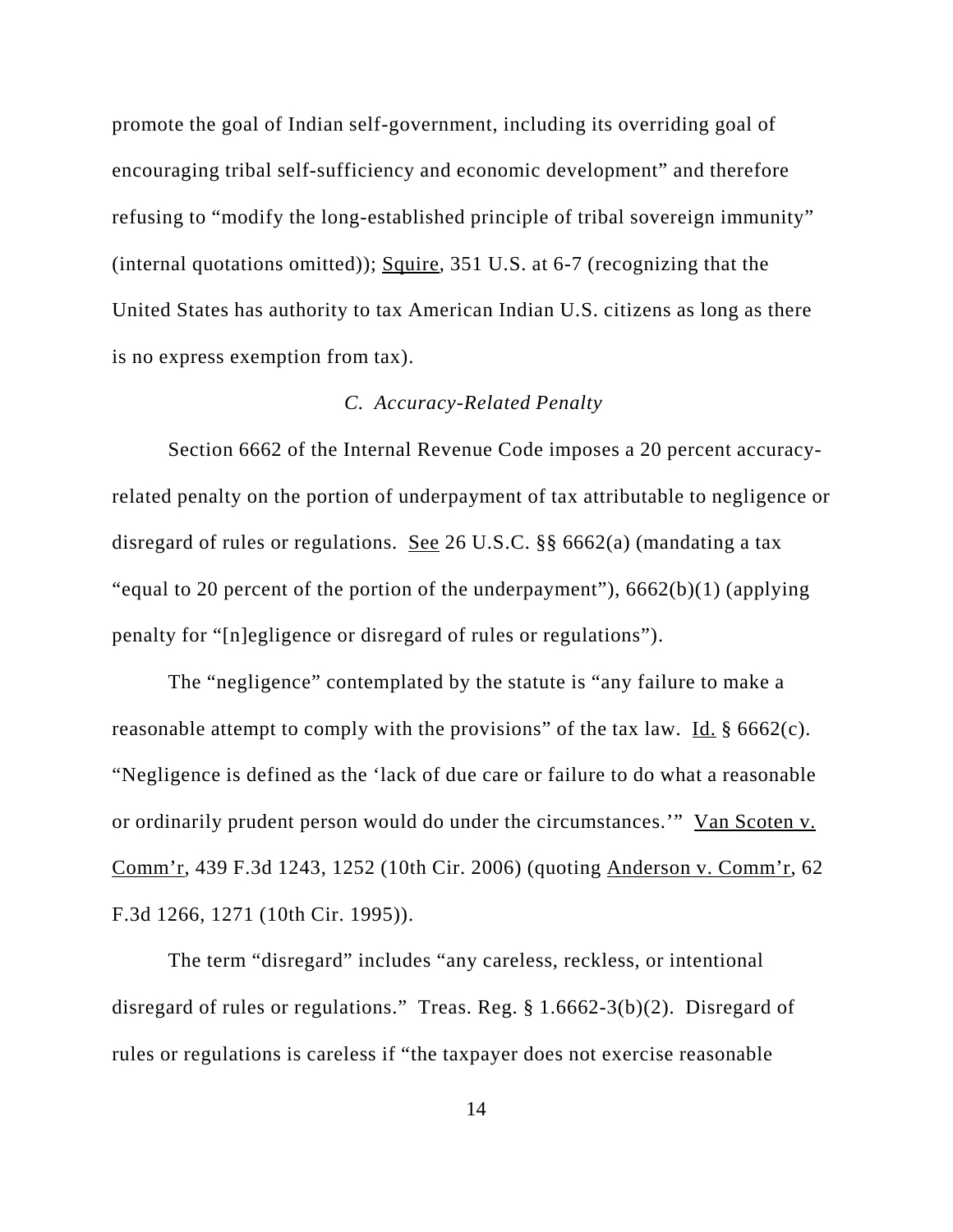promote the goal of Indian self-government, including its overriding goal of encouraging tribal self-sufficiency and economic development" and therefore refusing to "modify the long-established principle of tribal sovereign immunity" (internal quotations omitted)); Squire, 351 U.S. at 6-7 (recognizing that the United States has authority to tax American Indian U.S. citizens as long as there is no express exemption from tax).

### *C. Accuracy-Related Penalty*

Section 6662 of the Internal Revenue Code imposes a 20 percent accuracy-related penalty on the portion of underpayment of tax attributable to negligence or disregard of rules or regulations. See 26 U.S.C. §§ 6662(a) (mandating a tax "equal to 20 percent of the portion of the underpayment"), 6662(b)(1) (applying penalty for "[n]egligence or disregard of rules or regulations").

The "negligence" contemplated by the statute is "any failure to make a reasonable attempt to comply with the provisions" of the tax law. Id. § 6662(c). "Negligence is defined as the 'lack of due care or failure to do what a reasonable or ordinarily prudent person would do under the circumstances.'" Van Scoten v. Comm'r, 439 F.3d 1243, 1252 (10th Cir. 2006) (quoting Anderson v. Comm'r, 62 F.3d 1266, 1271 (10th Cir. 1995)).

The term "disregard" includes "any careless, reckless, or intentional disregard of rules or regulations." Treas. Reg. § 1.6662-3(b)(2). Disregard of rules or regulations is careless if "the taxpayer does not exercise reasonable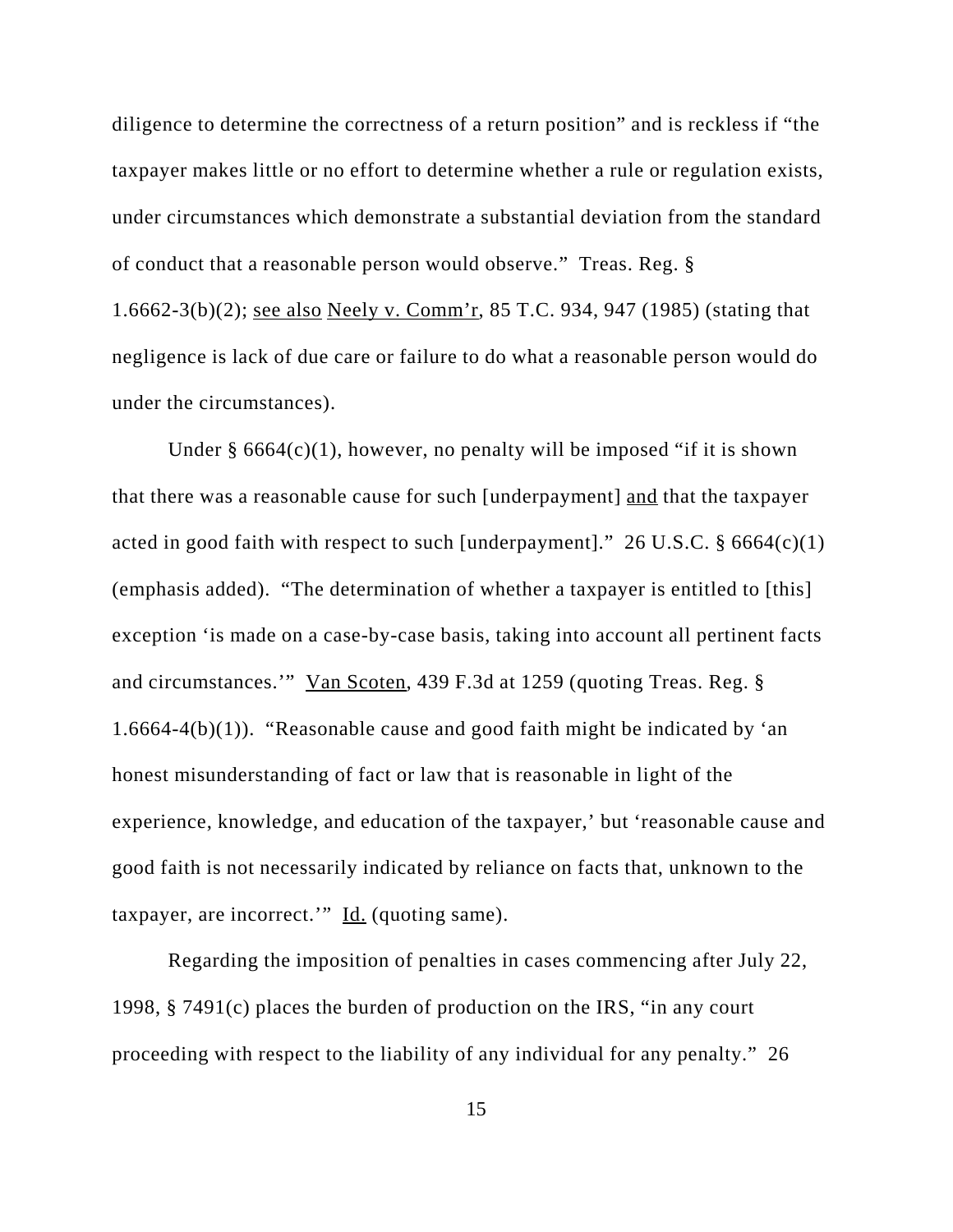diligence to determine the correctness of a return position" and is reckless if "the taxpayer makes little or no effort to determine whether a rule or regulation exists, under circumstances which demonstrate a substantial deviation from the standard of conduct that a reasonable person would observe." Treas. Reg. § 1.6662-3(b)(2); <u>see also</u> <u>Neely v. Comm'r</u>, 85 T.C. 934, 947 (1985) (stating that negligence is lack of due care or failure to do what a reasonable person would do under the circumstances).

Under § 6664(c)(1), however, no penalty will be imposed "if it is shown that there was a reasonable cause for such [underpayment] <u>and</u> that the taxpayer acted in good faith with respect to such [underpayment]." 26 U.S.C. § 6664(c)(1) (emphasis added). "The determination of whether a taxpayer is entitled to [this] exception 'is made on a case-by-case basis, taking into account all pertinent facts and circumstances.'" <u>Van Scoten</u>, 439 F.3d at 1259 (quoting Treas. Reg. § 1.6664-4(b)(1)). "Reasonable cause and good faith might be indicated by 'an honest misunderstanding of fact or law that is reasonable in light of the experience, knowledge, and education of the taxpayer,' but 'reasonable cause and good faith is not necessarily indicated by reliance on facts that, unknown to the taxpayer, are incorrect.'" <u>Id.</u> (quoting same).

Regarding the imposition of penalties in cases commencing after July 22, 1998, § 7491(c) places the burden of production on the IRS, "in any court proceeding with respect to the liability of any individual for any penalty." 26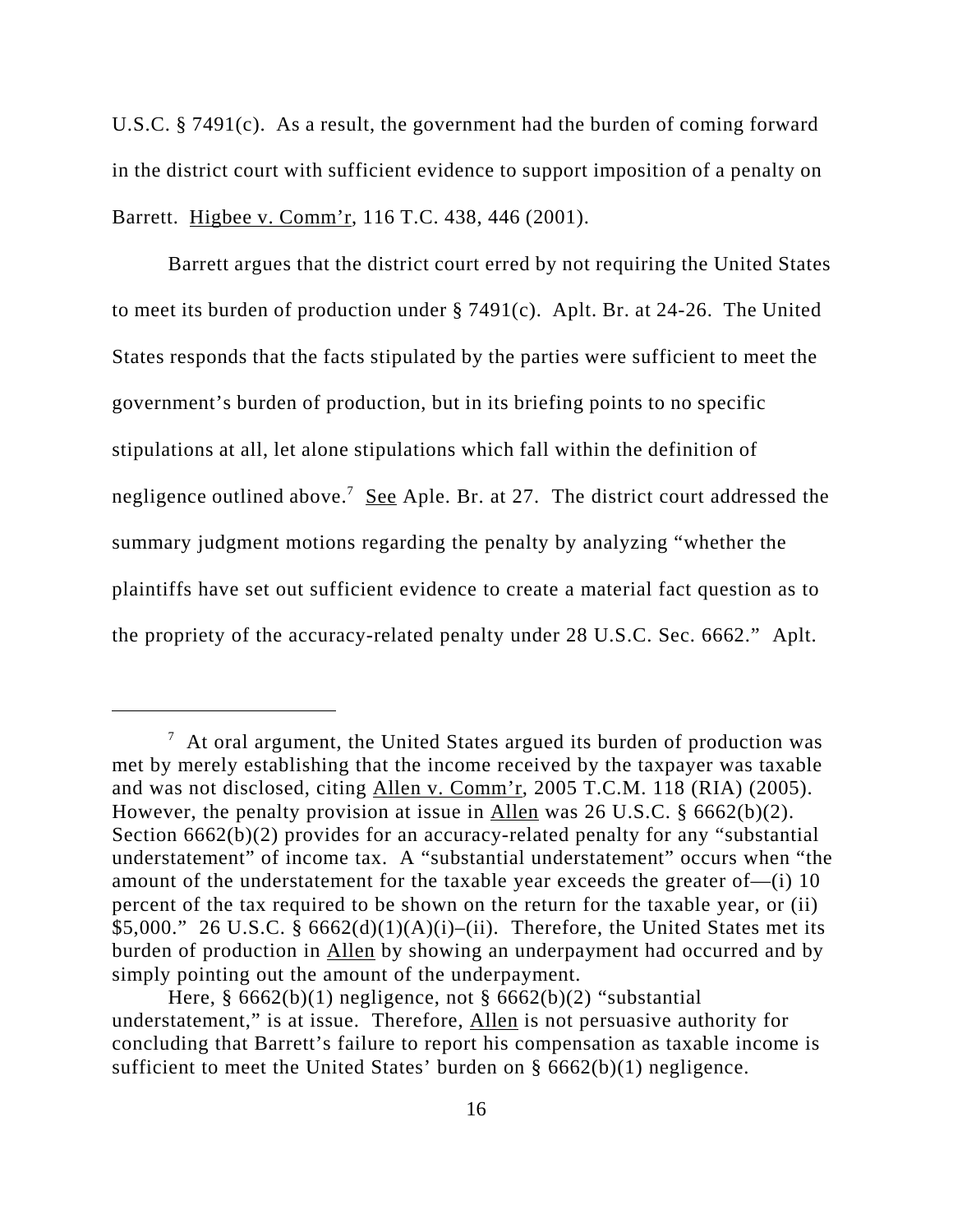U.S.C. § 7491(c). As a result, the government had the burden of coming forward in the district court with sufficient evidence to support imposition of a penalty on Barrett. Higbee v. Comm'r, 116 T.C. 438, 446 (2001).

Barrett argues that the district court erred by not requiring the United States to meet its burden of production under § 7491(c). Aplt. Br. at 24-26. The United States responds that the facts stipulated by the parties were sufficient to meet the government's burden of production, but in its briefing points to no specific stipulations at all, let alone stipulations which fall within the definition of negligence outlined above.[7] See Aple. Br. at 27. The district court addressed the summary judgment motions regarding the penalty by analyzing "whether the plaintiffs have set out sufficient evidence to create a material fact question as to the propriety of the accuracy-related penalty under 28 U.S.C. Sec. 6662." Aplt.

---

[7] At oral argument, the United States argued its burden of production was met by merely establishing that the income received by the taxpayer was taxable and was not disclosed, citing Allen v. Comm'r, 2005 T.C.M. 118 (RIA) (2005). However, the penalty provision at issue in Allen was 26 U.S.C. § 6662(b)(2). Section 6662(b)(2) provides for an accuracy-related penalty for any "substantial understatement" of income tax. A "substantial understatement" occurs when "the amount of the understatement for the taxable year exceeds the greater of—(i) 10 percent of the tax required to be shown on the return for the taxable year, or (ii) $5,000." 26 U.S.C. § 6662(d)(1)(A)(i)–(ii). Therefore, the United States met its burden of production in Allen by showing an underpayment had occurred and by simply pointing out the amount of the underpayment.

Here, § 6662(b)(1) negligence, not § 6662(b)(2) "substantial understatement," is at issue. Therefore, Allen is not persuasive authority for concluding that Barrett's failure to report his compensation as taxable income is sufficient to meet the United States' burden on § 6662(b)(1) negligence.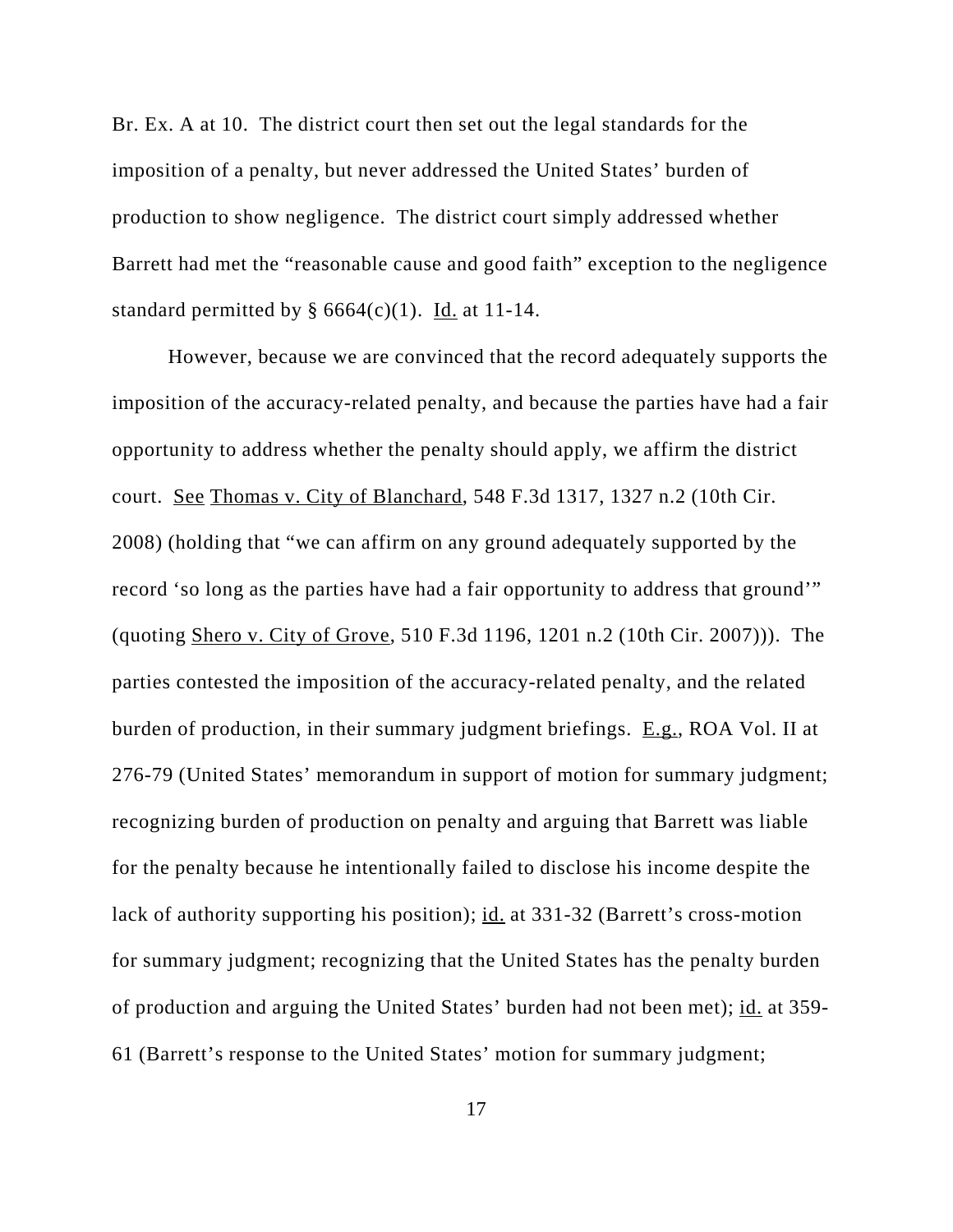Br. Ex. A at 10. The district court then set out the legal standards for the imposition of a penalty, but never addressed the United States' burden of production to show negligence. The district court simply addressed whether Barrett had met the "reasonable cause and good faith" exception to the negligence standard permitted by § 6664(c)(1). Id. at 11-14.

However, because we are convinced that the record adequately supports the imposition of the accuracy-related penalty, and because the parties have had a fair opportunity to address whether the penalty should apply, we affirm the district court. See Thomas v. City of Blanchard, 548 F.3d 1317, 1327 n.2 (10th Cir. 2008) (holding that "we can affirm on any ground adequately supported by the record 'so long as the parties have had a fair opportunity to address that ground'" (quoting Shero v. City of Grove, 510 F.3d 1196, 1201 n.2 (10th Cir. 2007))). The parties contested the imposition of the accuracy-related penalty, and the related burden of production, in their summary judgment briefings. E.g., ROA Vol. II at 276-79 (United States' memorandum in support of motion for summary judgment; recognizing burden of production on penalty and arguing that Barrett was liable for the penalty because he intentionally failed to disclose his income despite the lack of authority supporting his position); id. at 331-32 (Barrett's cross-motion for summary judgment; recognizing that the United States has the penalty burden of production and arguing the United States' burden had not been met); id. at 359-61 (Barrett's response to the United States' motion for summary judgment;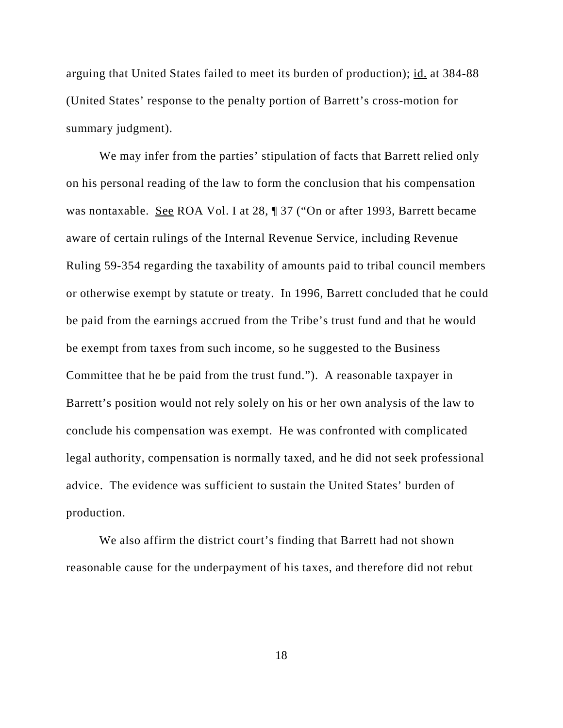arguing that United States failed to meet its burden of production); id. at 384-88 (United States' response to the penalty portion of Barrett's cross-motion for summary judgment).

We may infer from the parties' stipulation of facts that Barrett relied only on his personal reading of the law to form the conclusion that his compensation was nontaxable. See ROA Vol. I at 28, ¶ 37 ("On or after 1993, Barrett became aware of certain rulings of the Internal Revenue Service, including Revenue Ruling 59-354 regarding the taxability of amounts paid to tribal council members or otherwise exempt by statute or treaty. In 1996, Barrett concluded that he could be paid from the earnings accrued from the Tribe's trust fund and that he would be exempt from taxes from such income, so he suggested to the Business Committee that he be paid from the trust fund."). A reasonable taxpayer in Barrett's position would not rely solely on his or her own analysis of the law to conclude his compensation was exempt. He was confronted with complicated legal authority, compensation is normally taxed, and he did not seek professional advice. The evidence was sufficient to sustain the United States' burden of production.

We also affirm the district court's finding that Barrett had not shown reasonable cause for the underpayment of his taxes, and therefore did not rebut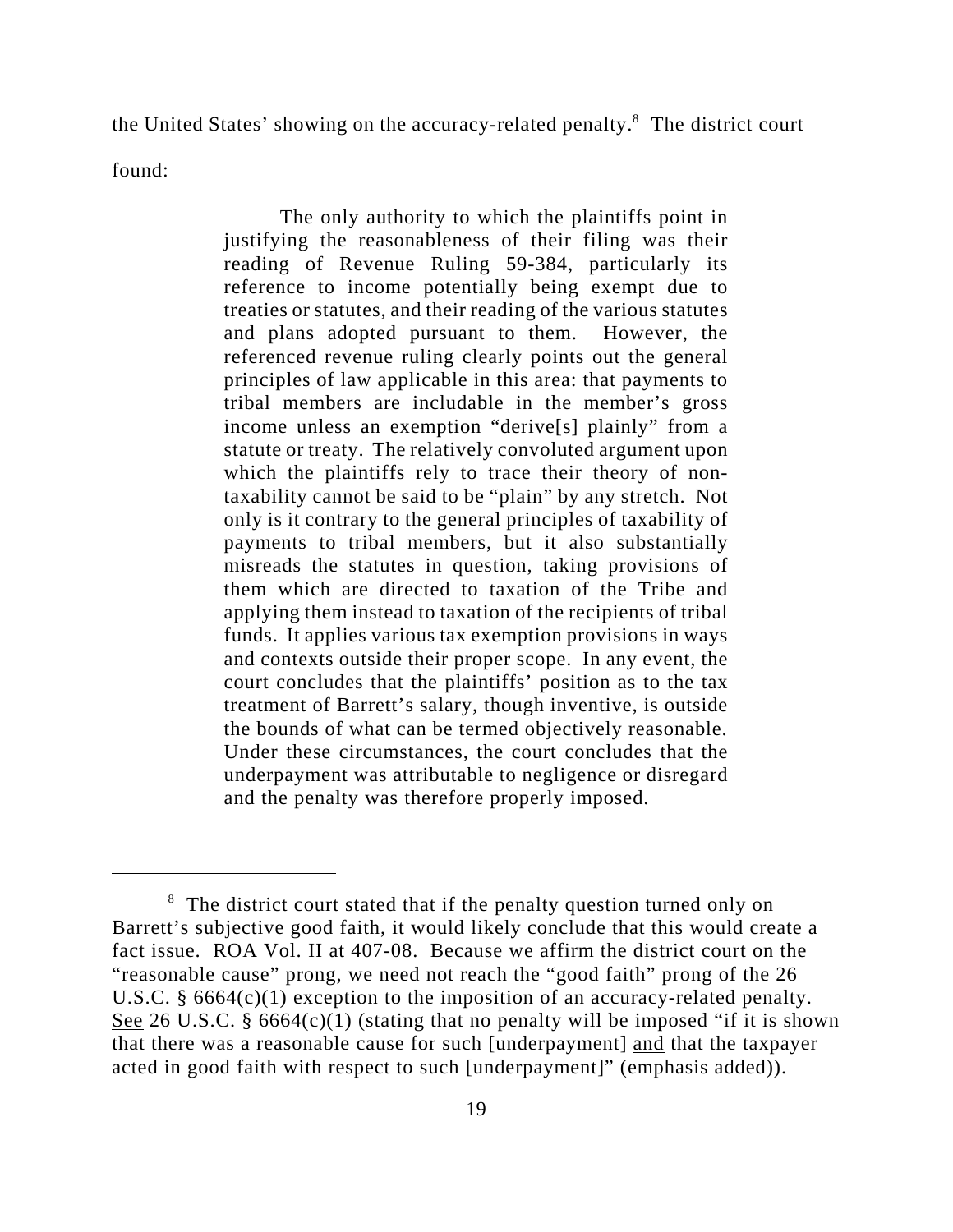the United States' showing on the accuracy-related penalty.[8] The district court found:

> The only authority to which the plaintiffs point in justifying the reasonableness of their filing was their reading of Revenue Ruling 59-384, particularly its reference to income potentially being exempt due to treaties or statutes, and their reading of the various statutes and plans adopted pursuant to them. However, the referenced revenue ruling clearly points out the general principles of law applicable in this area: that payments to tribal members are includable in the member's gross income unless an exemption "derive[s] plainly" from a statute or treaty. The relatively convoluted argument upon which the plaintiffs rely to trace their theory of non-taxability cannot be said to be "plain" by any stretch. Not only is it contrary to the general principles of taxability of payments to tribal members, but it also substantially misreads the statutes in question, taking provisions of them which are directed to taxation of the Tribe and applying them instead to taxation of the recipients of tribal funds. It applies various tax exemption provisions in ways and contexts outside their proper scope. In any event, the court concludes that the plaintiffs' position as to the tax treatment of Barrett's salary, though inventive, is outside the bounds of what can be termed objectively reasonable. Under these circumstances, the court concludes that the underpayment was attributable to negligence or disregard and the penalty was therefore properly imposed.

---

[8] The district court stated that if the penalty question turned only on Barrett's subjective good faith, it would likely conclude that this would create a fact issue. ROA Vol. II at 407-08. Because we affirm the district court on the "reasonable cause" prong, we need not reach the "good faith" prong of the 26 U.S.C. § 6664(c)(1) exception to the imposition of an accuracy-related penalty. See 26 U.S.C. § 6664(c)(1) (stating that no penalty will be imposed "if it is shown that there was a reasonable cause for such [underpayment] and that the taxpayer acted in good faith with respect to such [underpayment]" (emphasis added)).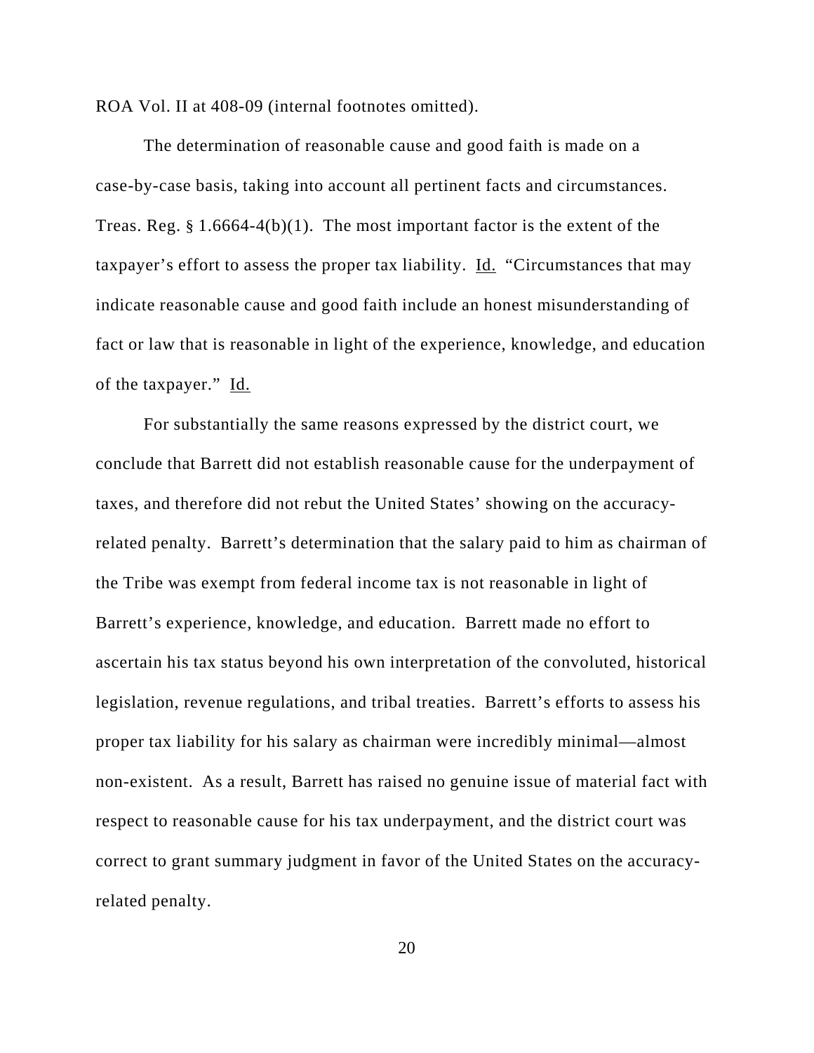ROA Vol. II at 408-09 (internal footnotes omitted).

The determination of reasonable cause and good faith is made on a case-by-case basis, taking into account all pertinent facts and circumstances. Treas. Reg. § 1.6664-4(b)(1). The most important factor is the extent of the taxpayer's effort to assess the proper tax liability. Id. "Circumstances that may indicate reasonable cause and good faith include an honest misunderstanding of fact or law that is reasonable in light of the experience, knowledge, and education of the taxpayer." Id.

For substantially the same reasons expressed by the district court, we conclude that Barrett did not establish reasonable cause for the underpayment of taxes, and therefore did not rebut the United States' showing on the accuracy-related penalty. Barrett's determination that the salary paid to him as chairman of the Tribe was exempt from federal income tax is not reasonable in light of Barrett's experience, knowledge, and education. Barrett made no effort to ascertain his tax status beyond his own interpretation of the convoluted, historical legislation, revenue regulations, and tribal treaties. Barrett's efforts to assess his proper tax liability for his salary as chairman were incredibly minimal—almost non-existent. As a result, Barrett has raised no genuine issue of material fact with respect to reasonable cause for his tax underpayment, and the district court was correct to grant summary judgment in favor of the United States on the accuracy-related penalty.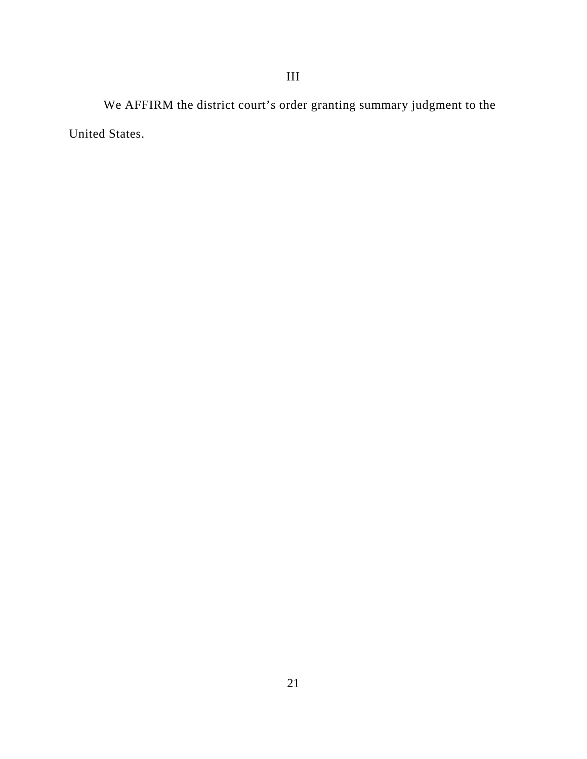## III

We AFFIRM the district court’s order granting summary judgment to the United States.